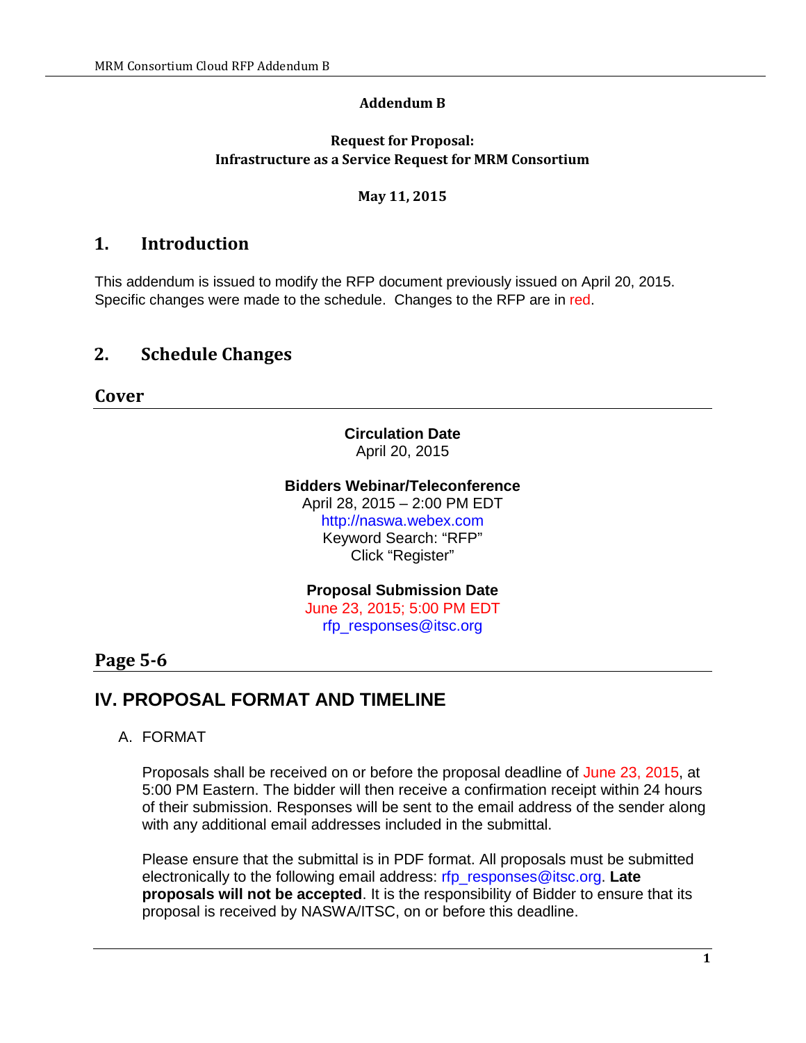**Addendum B**

**Request for Proposal:**
**Infrastructure as a Service Request for MRM Consortium**

**May 11, 2015**

# 1. Introduction

This addendum is issued to modify the RFP document previously issued on April 20, 2015. Specific changes were made to the schedule. Changes to the RFP are in red.

# 2. Schedule Changes

## Cover

**Circulation Date**
April 20, 2015

**Bidders Webinar/Teleconference**
April 28, 2015 – 2:00 PM EDT
http://naswa.webex.com
Keyword Search: “RFP”
Click “Register”

**Proposal Submission Date**
June 23, 2015; 5:00 PM EDT
rfp_responses@itsc.org

## Page 5-6

## IV. PROPOSAL FORMAT AND TIMELINE

A. FORMAT

Proposals shall be received on or before the proposal deadline of June 23, 2015, at 5:00 PM Eastern. The bidder will then receive a confirmation receipt within 24 hours of their submission. Responses will be sent to the email address of the sender along with any additional email addresses included in the submittal.

Please ensure that the submittal is in PDF format. All proposals must be submitted electronically to the following email address: rfp_responses@itsc.org. **Late proposals will not be accepted**. It is the responsibility of Bidder to ensure that its proposal is received by NASWA/ITSC, on or before this deadline.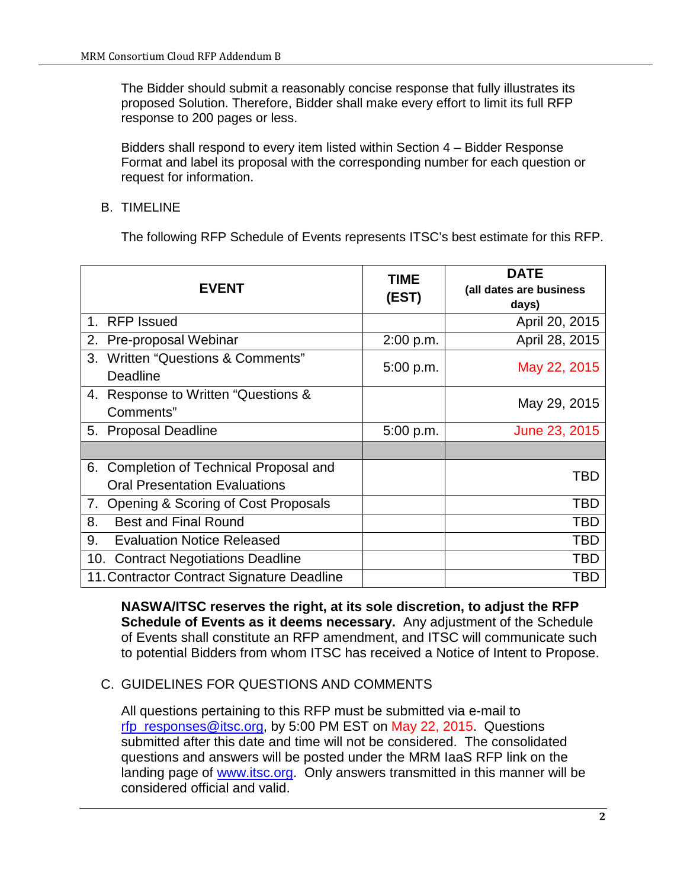The Bidder should submit a reasonably concise response that fully illustrates its proposed Solution. Therefore, Bidder shall make every effort to limit its full RFP response to 200 pages or less.

Bidders shall respond to every item listed within Section 4 – Bidder Response Format and label its proposal with the corresponding number for each question or request for information.

B. TIMELINE

The following RFP Schedule of Events represents ITSC's best estimate for this RFP.

| EVENT | TIME (EST) | DATE (all dates are business days) |
|---|---|---|
| 1. RFP Issued | | April 20, 2015 |
| 2. Pre-proposal Webinar | 2:00 p.m. | April 28, 2015 |
| 3. Written "Questions & Comments" Deadline | 5:00 p.m. | May 22, 2015 |
| 4. Response to Written "Questions & Comments" | | May 29, 2015 |
| 5. Proposal Deadline | 5:00 p.m. | June 23, 2015 |
| | | |
| 6. Completion of Technical Proposal and Oral Presentation Evaluations | | TBD |
| 7. Opening & Scoring of Cost Proposals | | TBD |
| 8. Best and Final Round | | TBD |
| 9. Evaluation Notice Released | | TBD |
| 10. Contract Negotiations Deadline | | TBD |
| 11. Contractor Contract Signature Deadline | | TBD |

**NASWA/ITSC reserves the right, at its sole discretion, to adjust the RFP Schedule of Events as it deems necessary.** Any adjustment of the Schedule of Events shall constitute an RFP amendment, and ITSC will communicate such to potential Bidders from whom ITSC has received a Notice of Intent to Propose.

C. GUIDELINES FOR QUESTIONS AND COMMENTS

All questions pertaining to this RFP must be submitted via e-mail to rfp_responses@itsc.org, by 5:00 PM EST on May 22, 2015. Questions submitted after this date and time will not be considered. The consolidated questions and answers will be posted under the MRM IaaS RFP link on the landing page of www.itsc.org. Only answers transmitted in this manner will be considered official and valid.